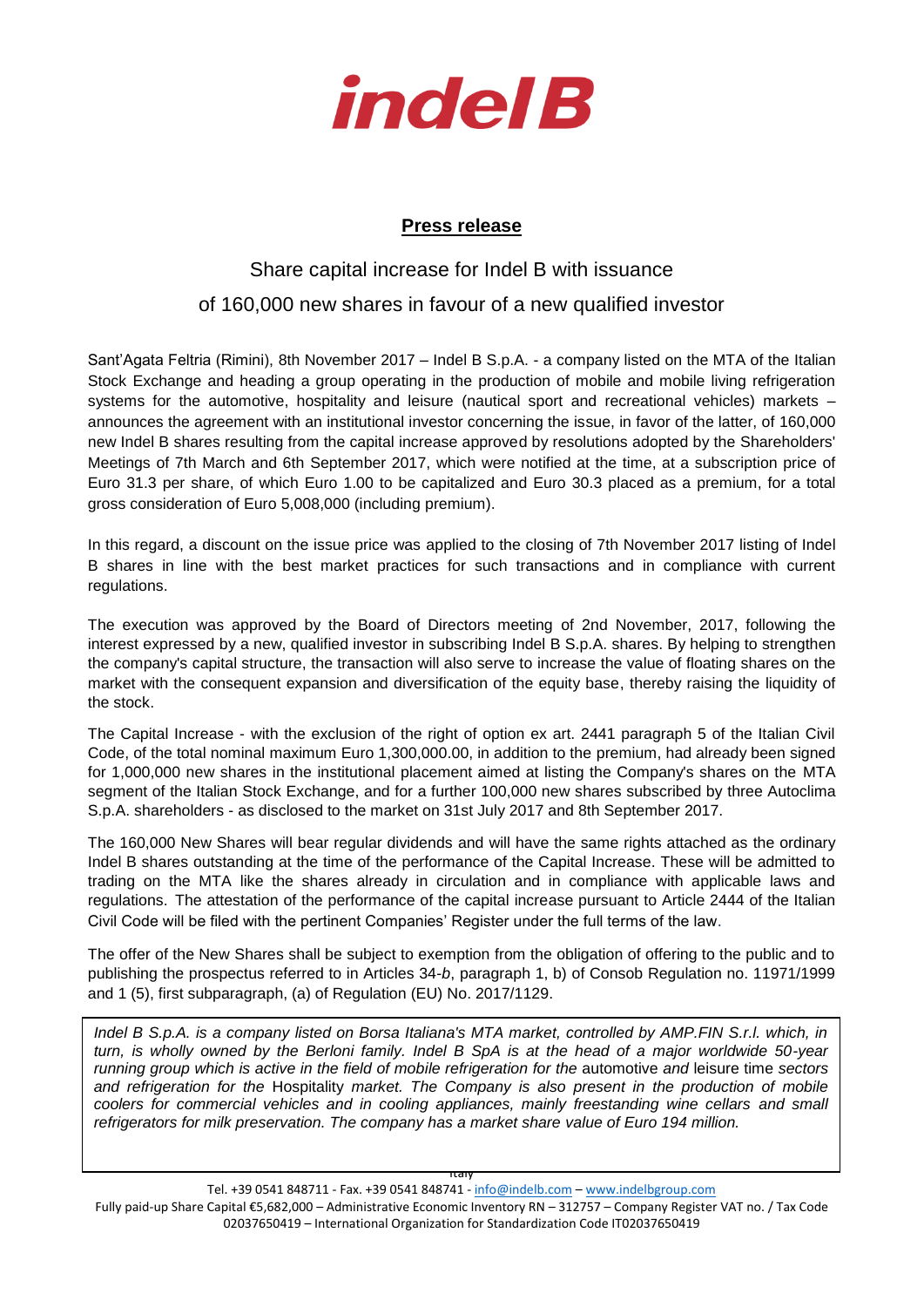**indel B**

## Press release

# Share capital increase for Indel B with issuance of 160,000 new shares in favour of a new qualified investor

Sant'Agata Feltria (Rimini), 8th November 2017 – Indel B S.p.A. - a company listed on the MTA of the Italian Stock Exchange and heading a group operating in the production of mobile and mobile living refrigeration systems for the automotive, hospitality and leisure (nautical sport and recreational vehicles) markets – announces the agreement with an institutional investor concerning the issue, in favor of the latter, of 160,000 new Indel B shares resulting from the capital increase approved by resolutions adopted by the Shareholders' Meetings of 7th March and 6th September 2017, which were notified at the time, at a subscription price of Euro 31.3 per share, of which Euro 1.00 to be capitalized and Euro 30.3 placed as a premium, for a total gross consideration of Euro 5,008,000 (including premium).

In this regard, a discount on the issue price was applied to the closing of 7th November 2017 listing of Indel B shares in line with the best market practices for such transactions and in compliance with current regulations.

The execution was approved by the Board of Directors meeting of 2nd November, 2017, following the interest expressed by a new, qualified investor in subscribing Indel B S.p.A. shares. By helping to strengthen the company's capital structure, the transaction will also serve to increase the value of floating shares on the market with the consequent expansion and diversification of the equity base, thereby raising the liquidity of the stock.

The Capital Increase - with the exclusion of the right of option ex art. 2441 paragraph 5 of the Italian Civil Code, of the total nominal maximum Euro 1,300,000.00, in addition to the premium, had already been signed for 1,000,000 new shares in the institutional placement aimed at listing the Company's shares on the MTA segment of the Italian Stock Exchange, and for a further 100,000 new shares subscribed by three Autoclima S.p.A. shareholders - as disclosed to the market on 31st July 2017 and 8th September 2017.

The 160,000 New Shares will bear regular dividends and will have the same rights attached as the ordinary Indel B shares outstanding at the time of the performance of the Capital Increase. These will be admitted to trading on the MTA like the shares already in circulation and in compliance with applicable laws and regulations. The attestation of the performance of the capital increase pursuant to Article 2444 of the Italian Civil Code will be filed with the pertinent Companies' Register under the full terms of the law.

The offer of the New Shares shall be subject to exemption from the obligation of offering to the public and to publishing the prospectus referred to in Articles 34-*b*, paragraph 1, b) of Consob Regulation no. 11971/1999 and 1 (5), first subparagraph, (a) of Regulation (EU) No. 2017/1129.

*Indel B S.p.A. is a company listed on Borsa Italiana's MTA market, controlled by AMP.FIN S.r.l. which, in turn, is wholly owned by the Berloni family. Indel B SpA is at the head of a major worldwide 50-year running group which is active in the field of mobile refrigeration for the* automotive *and* leisure time *sectors and refrigeration for the* Hospitality *market. The Company is also present in the production of mobile coolers for commercial vehicles and in cooling appliances, mainly freestanding wine cellars and small refrigerators for milk preservation. The company has a market share value of Euro 194 million.*

Italy

Tel. +39 0541 848711 - Fax. +39 0541 848741 - info@indelb.com – www.indelbgroup.com

Fully paid-up Share Capital €5,682,000 – Administrative Economic Inventory RN – 312757 – Company Register VAT no. / Tax Code 02037650419 – International Organization for Standardization Code IT02037650419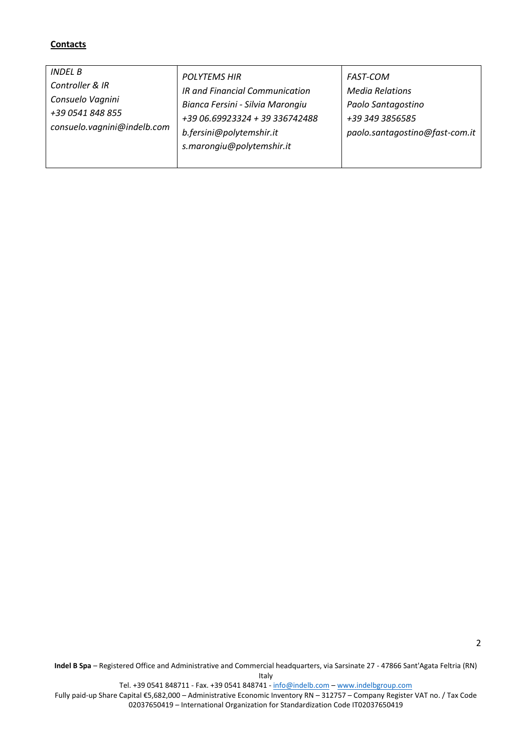**Contacts**

| | | |
|---|---|---|
| *INDEL B*<br>*Controller & IR*<br>*Consuelo Vagnini*<br>*+39 0541 848 855*<br>*consuelo.vagnini@indelb.com* | *POLYTEMS HIR*<br>*IR and Financial Communication*<br>*Bianca Fersini - Silvia Marongiu*<br>*+39 06.69923324 + 39 336742488*<br>*b.fersini@polytemshir.it*<br>*s.marongiu@polytemshir.it* | *FAST-COM*<br>*Media Relations*<br>*Paolo Santagostino*<br>*+39 349 3856585*<br>*paolo.santagostino@fast-com.it* |